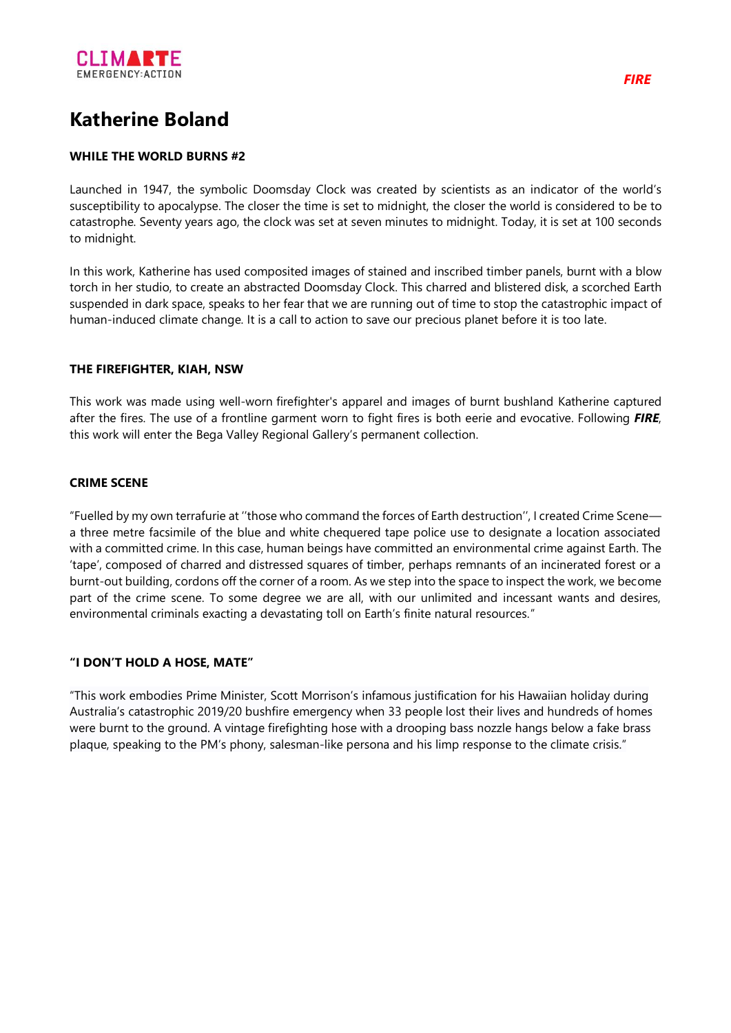# Katherine Boland

### WHILE THE WORLD BURNS #2

Launched in 1947, the symbolic Doomsday Clock was created by scientists as an indicator of the world's susceptibility to apocalypse. The closer the time is set to midnight, the closer the world is considered to be to catastrophe. Seventy years ago, the clock was set at seven minutes to midnight. Today, it is set at 100 seconds to midnight.

In this work, Katherine has used composited images of stained and inscribed timber panels, burnt with a blow torch in her studio, to create an abstracted Doomsday Clock. This charred and blistered disk, a scorched Earth suspended in dark space, speaks to her fear that we are running out of time to stop the catastrophic impact of human-induced climate change. It is a call to action to save our precious planet before it is too late.

### THE FIREFIGHTER, KIAH, NSW

This work was made using well-worn firefighter's apparel and images of burnt bushland Katherine captured after the fires. The use of a frontline garment worn to fight fires is both eerie and evocative. Following ***FIRE***, this work will enter the Bega Valley Regional Gallery's permanent collection.

### CRIME SCENE

"Fuelled by my own terrafurie at ''those who command the forces of Earth destruction'', I created Crime Scene—a three metre facsimile of the blue and white chequered tape police use to designate a location associated with a committed crime. In this case, human beings have committed an environmental crime against Earth. The 'tape', composed of charred and distressed squares of timber, perhaps remnants of an incinerated forest or a burnt-out building, cordons off the corner of a room. As we step into the space to inspect the work, we become part of the crime scene. To some degree we are all, with our unlimited and incessant wants and desires, environmental criminals exacting a devastating toll on Earth's finite natural resources."

### "I DON'T HOLD A HOSE, MATE"

"This work embodies Prime Minister, Scott Morrison's infamous justification for his Hawaiian holiday during Australia's catastrophic 2019/20 bushfire emergency when 33 people lost their lives and hundreds of homes were burnt to the ground. A vintage firefighting hose with a drooping bass nozzle hangs below a fake brass plaque, speaking to the PM's phony, salesman-like persona and his limp response to the climate crisis."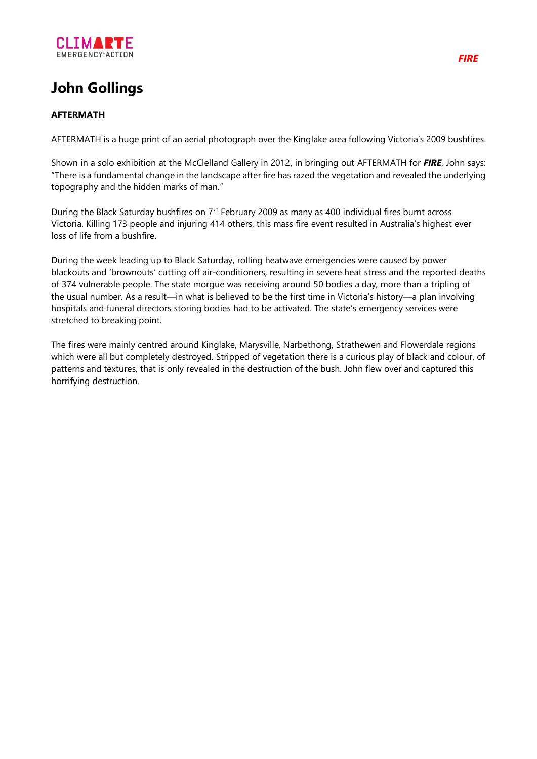# John Gollings

**AFTERMATH**

AFTERMATH is a huge print of an aerial photograph over the Kinglake area following Victoria's 2009 bushfires.

Shown in a solo exhibition at the McClelland Gallery in 2012, in bringing out AFTERMATH for ***FIRE***, John says: "There is a fundamental change in the landscape after fire has razed the vegetation and revealed the underlying topography and the hidden marks of man."

During the Black Saturday bushfires on 7th February 2009 as many as 400 individual fires burnt across Victoria. Killing 173 people and injuring 414 others, this mass fire event resulted in Australia's highest ever loss of life from a bushfire.

During the week leading up to Black Saturday, rolling heatwave emergencies were caused by power blackouts and 'brownouts' cutting off air-conditioners, resulting in severe heat stress and the reported deaths of 374 vulnerable people. The state morgue was receiving around 50 bodies a day, more than a tripling of the usual number. As a result—in what is believed to be the first time in Victoria's history—a plan involving hospitals and funeral directors storing bodies had to be activated. The state's emergency services were stretched to breaking point.

The fires were mainly centred around Kinglake, Marysville, Narbethong, Strathewen and Flowerdale regions which were all but completely destroyed. Stripped of vegetation there is a curious play of black and colour, of patterns and textures, that is only revealed in the destruction of the bush. John flew over and captured this horrifying destruction.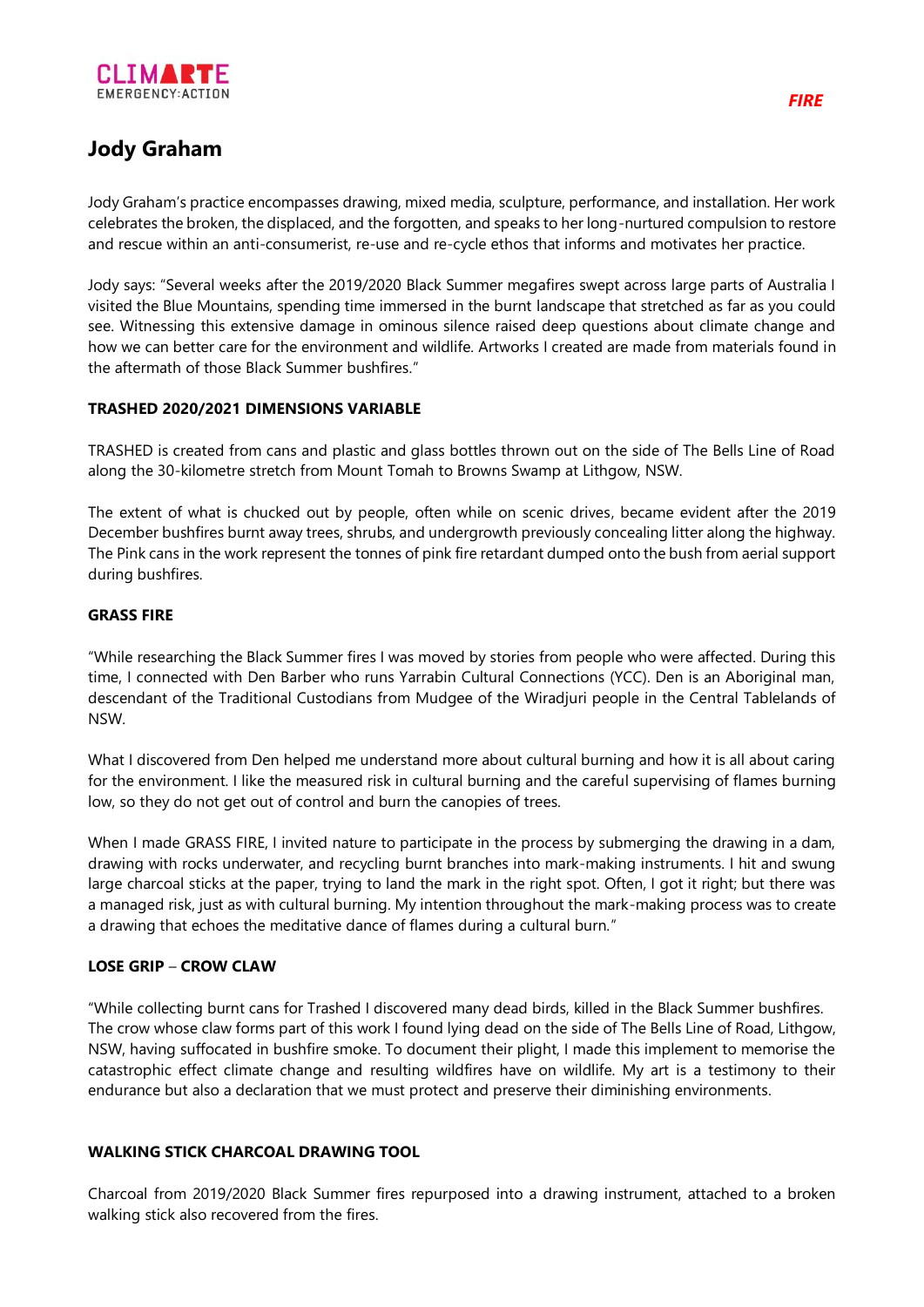# Jody Graham

Jody Graham's practice encompasses drawing, mixed media, sculpture, performance, and installation. Her work celebrates the broken, the displaced, and the forgotten, and speaks to her long-nurtured compulsion to restore and rescue within an anti-consumerist, re-use and re-cycle ethos that informs and motivates her practice.

Jody says: "Several weeks after the 2019/2020 Black Summer megafires swept across large parts of Australia I visited the Blue Mountains, spending time immersed in the burnt landscape that stretched as far as you could see. Witnessing this extensive damage in ominous silence raised deep questions about climate change and how we can better care for the environment and wildlife. Artworks I created are made from materials found in the aftermath of those Black Summer bushfires."

**TRASHED 2020/2021 DIMENSIONS VARIABLE**

TRASHED is created from cans and plastic and glass bottles thrown out on the side of The Bells Line of Road along the 30-kilometre stretch from Mount Tomah to Browns Swamp at Lithgow, NSW.

The extent of what is chucked out by people, often while on scenic drives, became evident after the 2019 December bushfires burnt away trees, shrubs, and undergrowth previously concealing litter along the highway. The Pink cans in the work represent the tonnes of pink fire retardant dumped onto the bush from aerial support during bushfires.

**GRASS FIRE**

"While researching the Black Summer fires I was moved by stories from people who were affected. During this time, I connected with Den Barber who runs Yarrabin Cultural Connections (YCC). Den is an Aboriginal man, descendant of the Traditional Custodians from Mudgee of the Wiradjuri people in the Central Tablelands of NSW.

What I discovered from Den helped me understand more about cultural burning and how it is all about caring for the environment. I like the measured risk in cultural burning and the careful supervising of flames burning low, so they do not get out of control and burn the canopies of trees.

When I made GRASS FIRE, I invited nature to participate in the process by submerging the drawing in a dam, drawing with rocks underwater, and recycling burnt branches into mark-making instruments. I hit and swung large charcoal sticks at the paper, trying to land the mark in the right spot. Often, I got it right; but there was a managed risk, just as with cultural burning. My intention throughout the mark-making process was to create a drawing that echoes the meditative dance of flames during a cultural burn."

**LOSE GRIP – CROW CLAW**

"While collecting burnt cans for Trashed I discovered many dead birds, killed in the Black Summer bushfires. The crow whose claw forms part of this work I found lying dead on the side of The Bells Line of Road, Lithgow, NSW, having suffocated in bushfire smoke. To document their plight, I made this implement to memorise the catastrophic effect climate change and resulting wildfires have on wildlife. My art is a testimony to their endurance but also a declaration that we must protect and preserve their diminishing environments.

**WALKING STICK CHARCOAL DRAWING TOOL**

Charcoal from 2019/2020 Black Summer fires repurposed into a drawing instrument, attached to a broken walking stick also recovered from the fires.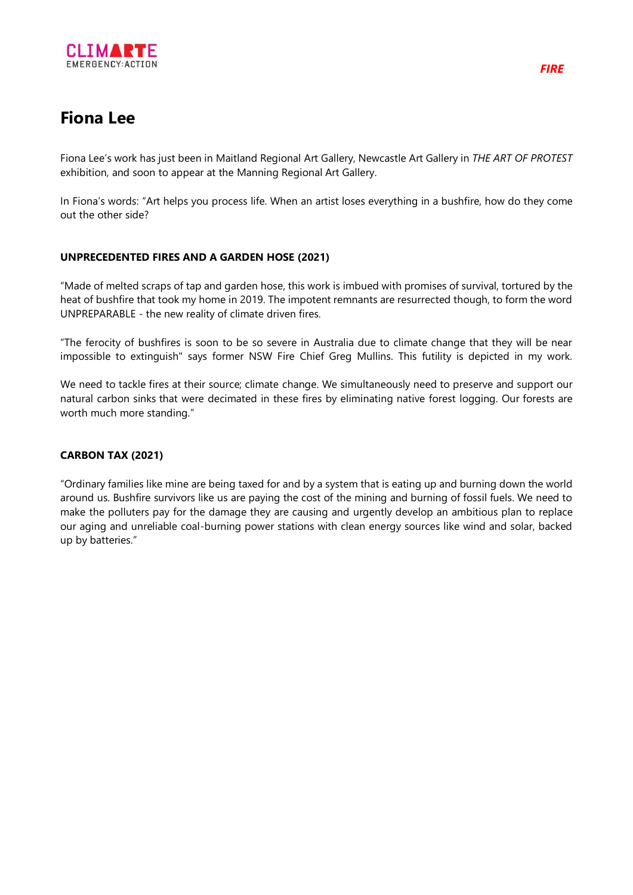# Fiona Lee

Fiona Lee's work has just been in Maitland Regional Art Gallery, Newcastle Art Gallery in *THE ART OF PROTEST* exhibition, and soon to appear at the Manning Regional Art Gallery.

In Fiona's words: "Art helps you process life. When an artist loses everything in a bushfire, how do they come out the other side?

**UNPRECEDENTED FIRES AND A GARDEN HOSE (2021)**

"Made of melted scraps of tap and garden hose, this work is imbued with promises of survival, tortured by the heat of bushfire that took my home in 2019. The impotent remnants are resurrected though, to form the word UNPREPARABLE - the new reality of climate driven fires.

"The ferocity of bushfires is soon to be so severe in Australia due to climate change that they will be near impossible to extinguish" says former NSW Fire Chief Greg Mullins. This futility is depicted in my work.

We need to tackle fires at their source; climate change. We simultaneously need to preserve and support our natural carbon sinks that were decimated in these fires by eliminating native forest logging. Our forests are worth much more standing."

**CARBON TAX (2021)**

"Ordinary families like mine are being taxed for and by a system that is eating up and burning down the world around us. Bushfire survivors like us are paying the cost of the mining and burning of fossil fuels. We need to make the polluters pay for the damage they are causing and urgently develop an ambitious plan to replace our aging and unreliable coal-burning power stations with clean energy sources like wind and solar, backed up by batteries."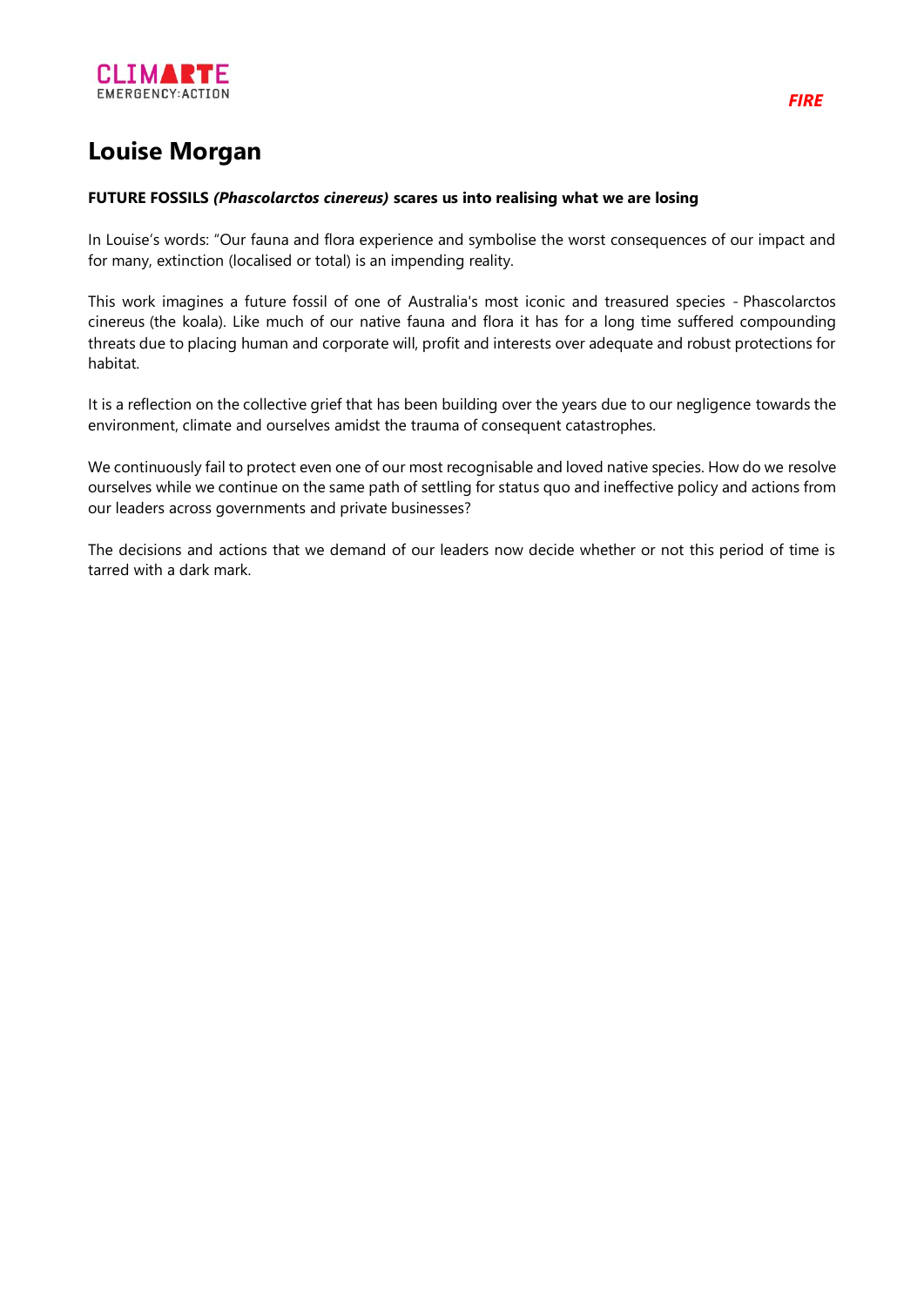# Louise Morgan

**FUTURE FOSSILS *(Phascolarctos cinereus)* scares us into realising what we are losing**

In Louise's words: "Our fauna and flora experience and symbolise the worst consequences of our impact and for many, extinction (localised or total) is an impending reality.

This work imagines a future fossil of one of Australia's most iconic and treasured species - Phascolarctos cinereus (the koala). Like much of our native fauna and flora it has for a long time suffered compounding threats due to placing human and corporate will, profit and interests over adequate and robust protections for habitat.

It is a reflection on the collective grief that has been building over the years due to our negligence towards the environment, climate and ourselves amidst the trauma of consequent catastrophes.

We continuously fail to protect even one of our most recognisable and loved native species. How do we resolve ourselves while we continue on the same path of settling for status quo and ineffective policy and actions from our leaders across governments and private businesses?

The decisions and actions that we demand of our leaders now decide whether or not this period of time is tarred with a dark mark.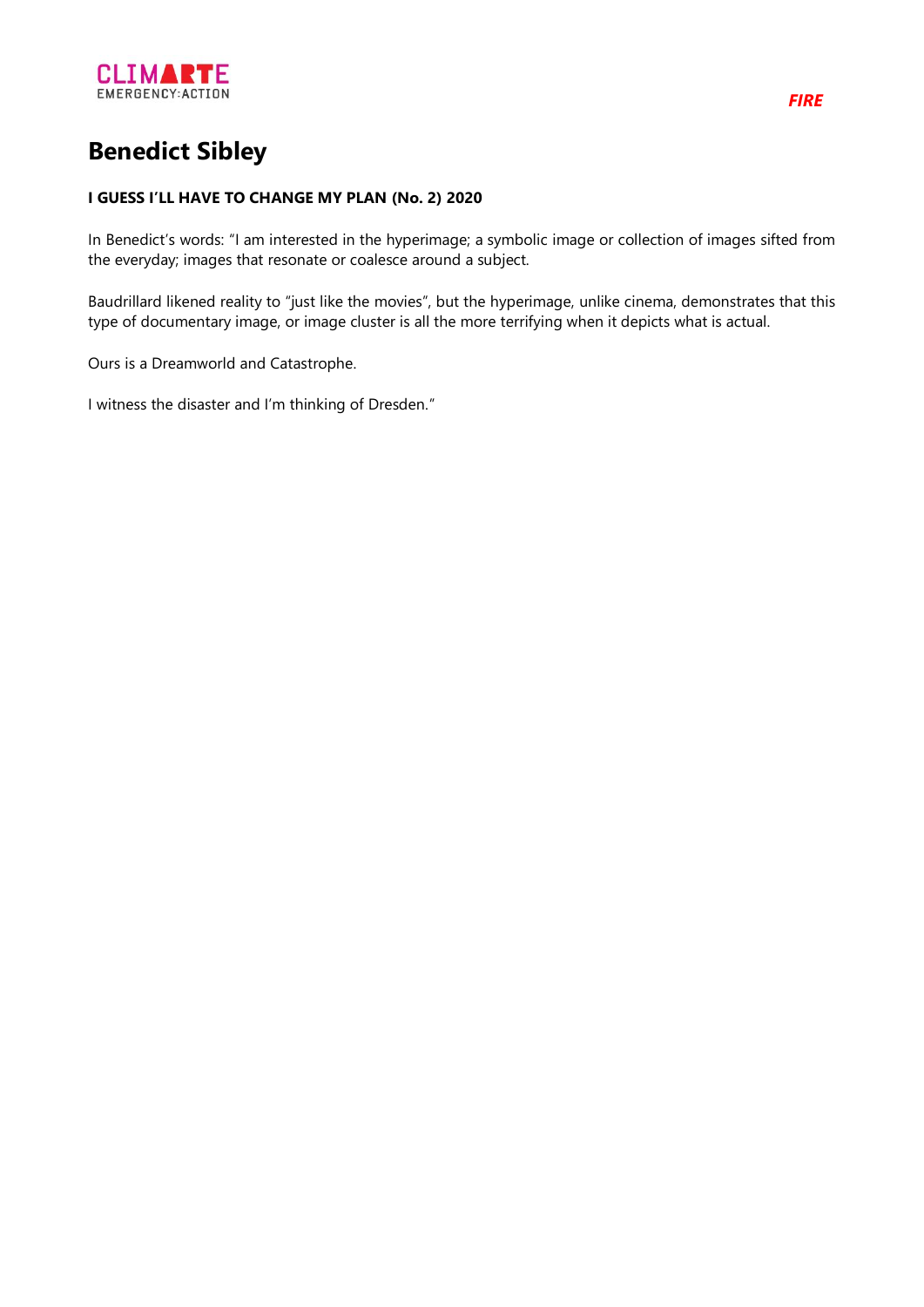# Benedict Sibley

**I GUESS I'LL HAVE TO CHANGE MY PLAN (No. 2) 2020**

In Benedict's words: "I am interested in the hyperimage; a symbolic image or collection of images sifted from the everyday; images that resonate or coalesce around a subject.

Baudrillard likened reality to "just like the movies", but the hyperimage, unlike cinema, demonstrates that this type of documentary image, or image cluster is all the more terrifying when it depicts what is actual.

Ours is a Dreamworld and Catastrophe.

I witness the disaster and I'm thinking of Dresden."